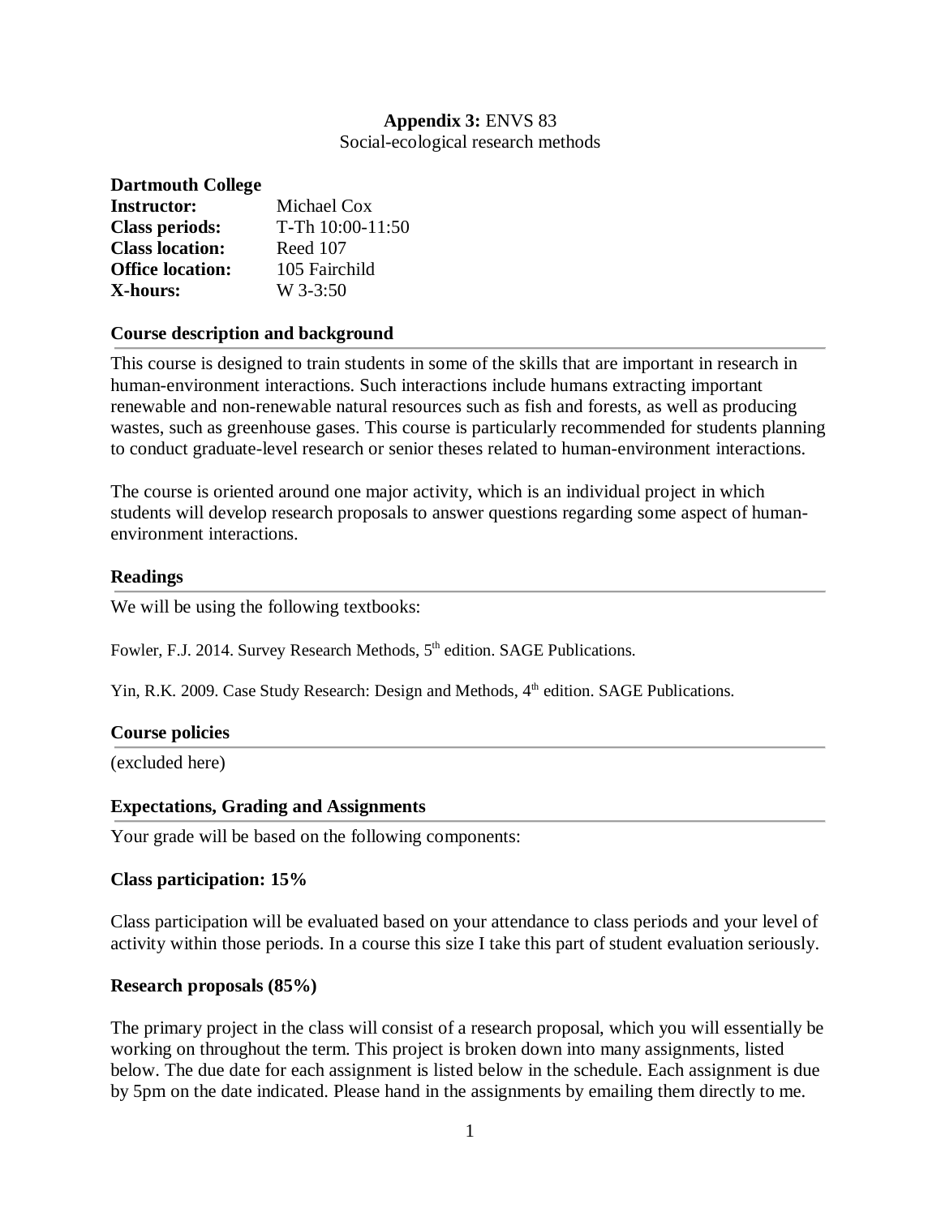**Appendix 3:** ENVS 83
Social-ecological research methods

**Dartmouth College**

**Instructor:** Michael Cox
**Class periods:** T-Th 10:00-11:50
**Class location:** Reed 107
**Office location:** 105 Fairchild
**X-hours:** W 3-3:50

## Course description and background

This course is designed to train students in some of the skills that are important in research in human-environment interactions. Such interactions include humans extracting important renewable and non-renewable natural resources such as fish and forests, as well as producing wastes, such as greenhouse gases. This course is particularly recommended for students planning to conduct graduate-level research or senior theses related to human-environment interactions.

The course is oriented around one major activity, which is an individual project in which students will develop research proposals to answer questions regarding some aspect of human-environment interactions.

## Readings

We will be using the following textbooks:

Fowler, F.J. 2014. Survey Research Methods, 5th edition. SAGE Publications.

Yin, R.K. 2009. Case Study Research: Design and Methods, 4th edition. SAGE Publications.

## Course policies

(excluded here)

## Expectations, Grading and Assignments

Your grade will be based on the following components:

### Class participation: 15%

Class participation will be evaluated based on your attendance to class periods and your level of activity within those periods. In a course this size I take this part of student evaluation seriously.

### Research proposals (85%)

The primary project in the class will consist of a research proposal, which you will essentially be working on throughout the term. This project is broken down into many assignments, listed below. The due date for each assignment is listed below in the schedule. Each assignment is due by 5pm on the date indicated. Please hand in the assignments by emailing them directly to me.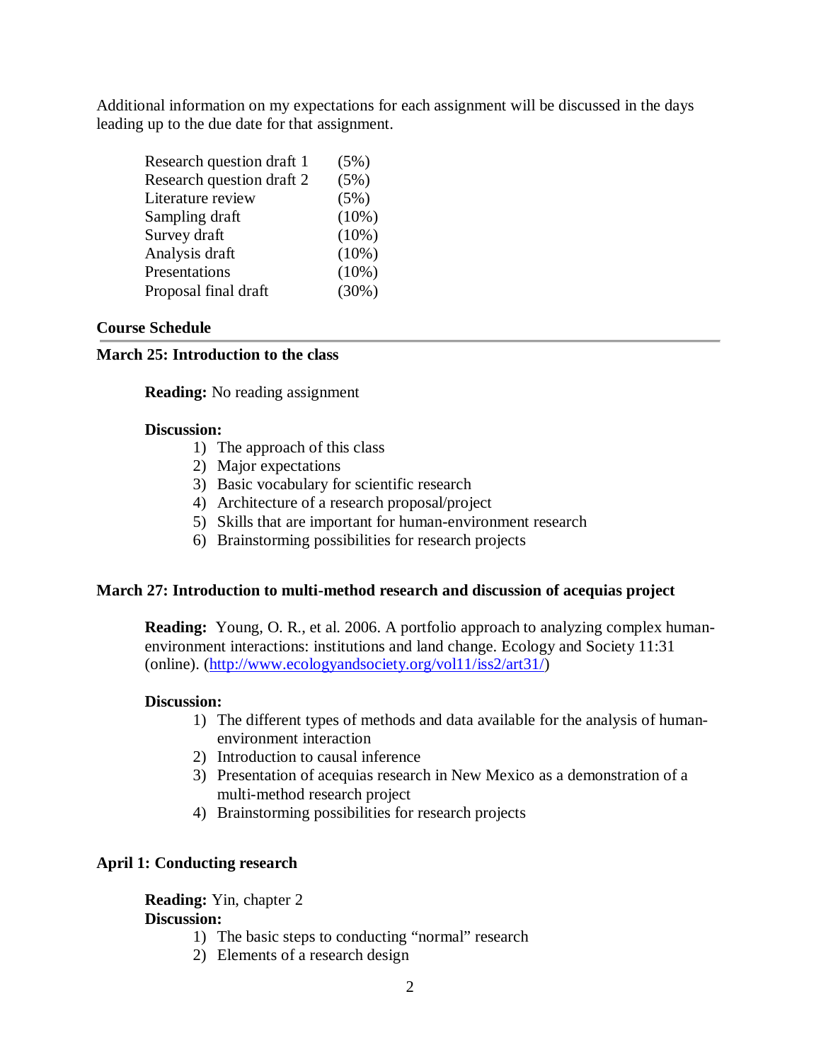Additional information on my expectations for each assignment will be discussed in the days leading up to the due date for that assignment.

| | |
|---|---|
| Research question draft 1 | (5%) |
| Research question draft 2 | (5%) |
| Literature review | (5%) |
| Sampling draft | (10%) |
| Survey draft | (10%) |
| Analysis draft | (10%) |
| Presentations | (10%) |
| Proposal final draft | (30%) |

## Course Schedule

### March 25: Introduction to the class

**Reading:** No reading assignment

**Discussion:**

1) The approach of this class
2) Major expectations
3) Basic vocabulary for scientific research
4) Architecture of a research proposal/project
5) Skills that are important for human-environment research
6) Brainstorming possibilities for research projects

### March 27: Introduction to multi-method research and discussion of acequias project

**Reading:** Young, O. R., et al. 2006. A portfolio approach to analyzing complex human-environment interactions: institutions and land change. Ecology and Society 11:31 (online). (http://www.ecologyandsociety.org/vol11/iss2/art31/)

**Discussion:**

1) The different types of methods and data available for the analysis of human-environment interaction
2) Introduction to causal inference
3) Presentation of acequias research in New Mexico as a demonstration of a multi-method research project
4) Brainstorming possibilities for research projects

### April 1: Conducting research

**Reading:** Yin, chapter 2

**Discussion:**

1) The basic steps to conducting "normal" research
2) Elements of a research design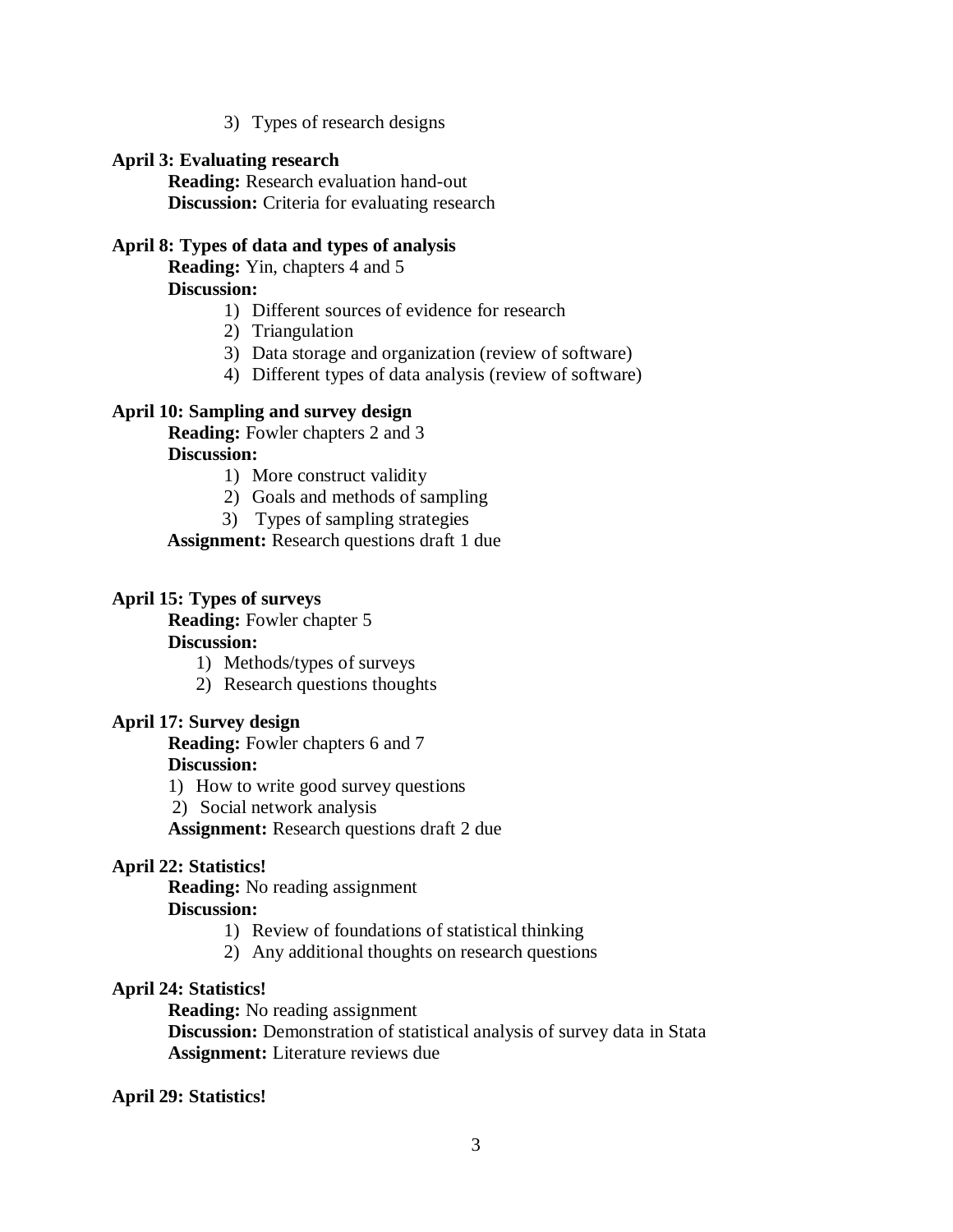3) Types of research designs

**April 3: Evaluating research**

**Reading:** Research evaluation hand-out
**Discussion:** Criteria for evaluating research

**April 8: Types of data and types of analysis**

**Reading:** Yin, chapters 4 and 5
**Discussion:**

1) Different sources of evidence for research
2) Triangulation
3) Data storage and organization (review of software)
4) Different types of data analysis (review of software)

**April 10: Sampling and survey design**

**Reading:** Fowler chapters 2 and 3
**Discussion:**

1) More construct validity
2) Goals and methods of sampling
3) Types of sampling strategies

**Assignment:** Research questions draft 1 due

**April 15: Types of surveys**

**Reading:** Fowler chapter 5
**Discussion:**

1) Methods/types of surveys
2) Research questions thoughts

**April 17: Survey design**

**Reading:** Fowler chapters 6 and 7
**Discussion:**

1) How to write good survey questions
2) Social network analysis

**Assignment:** Research questions draft 2 due

**April 22: Statistics!**

**Reading:** No reading assignment
**Discussion:**

1) Review of foundations of statistical thinking
2) Any additional thoughts on research questions

**April 24: Statistics!**

**Reading:** No reading assignment
**Discussion:** Demonstration of statistical analysis of survey data in Stata
**Assignment:** Literature reviews due

**April 29: Statistics!**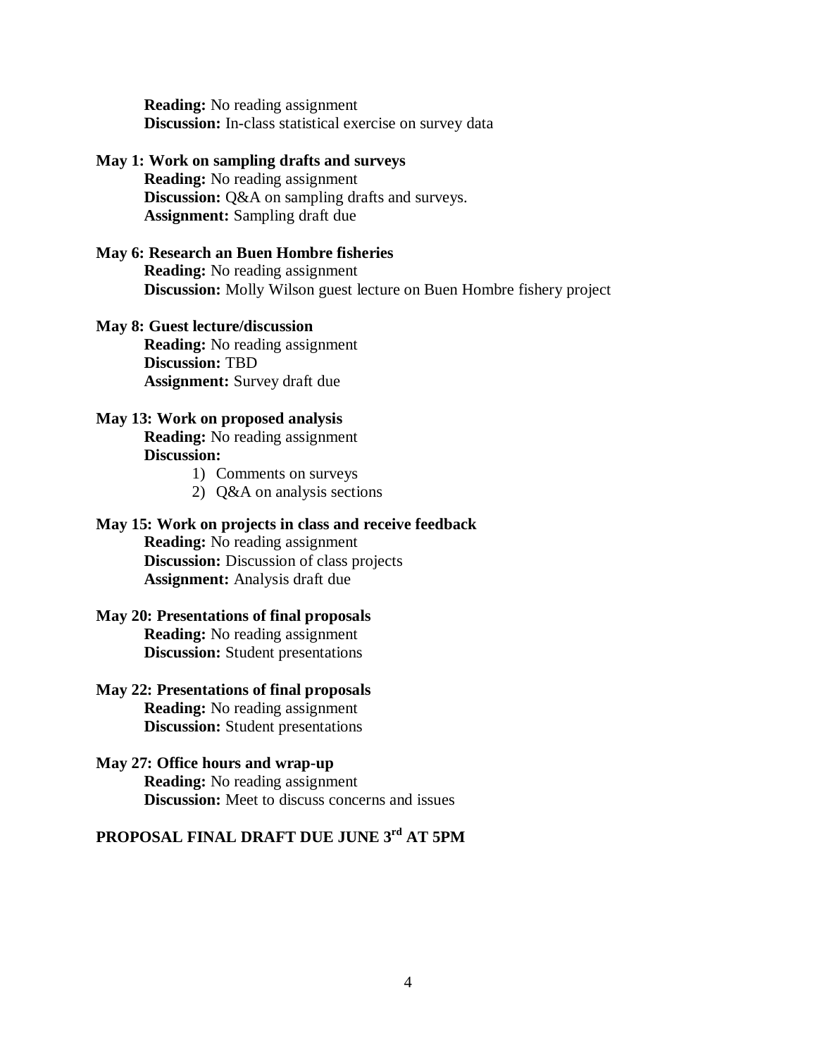**Reading:** No reading assignment
**Discussion:** In-class statistical exercise on survey data

**May 1: Work on sampling drafts and surveys**
**Reading:** No reading assignment
**Discussion:** Q&A on sampling drafts and surveys.
**Assignment:** Sampling draft due

**May 6: Research an Buen Hombre fisheries**
**Reading:** No reading assignment
**Discussion:** Molly Wilson guest lecture on Buen Hombre fishery project

**May 8: Guest lecture/discussion**
**Reading:** No reading assignment
**Discussion:** TBD
**Assignment:** Survey draft due

**May 13: Work on proposed analysis**
**Reading:** No reading assignment
**Discussion:**

1) Comments on surveys
2) Q&A on analysis sections

**May 15: Work on projects in class and receive feedback**
**Reading:** No reading assignment
**Discussion:** Discussion of class projects
**Assignment:** Analysis draft due

**May 20: Presentations of final proposals**
**Reading:** No reading assignment
**Discussion:** Student presentations

**May 22: Presentations of final proposals**
**Reading:** No reading assignment
**Discussion:** Student presentations

**May 27: Office hours and wrap-up**
**Reading:** No reading assignment
**Discussion:** Meet to discuss concerns and issues

**PROPOSAL FINAL DRAFT DUE JUNE 3rd AT 5PM**